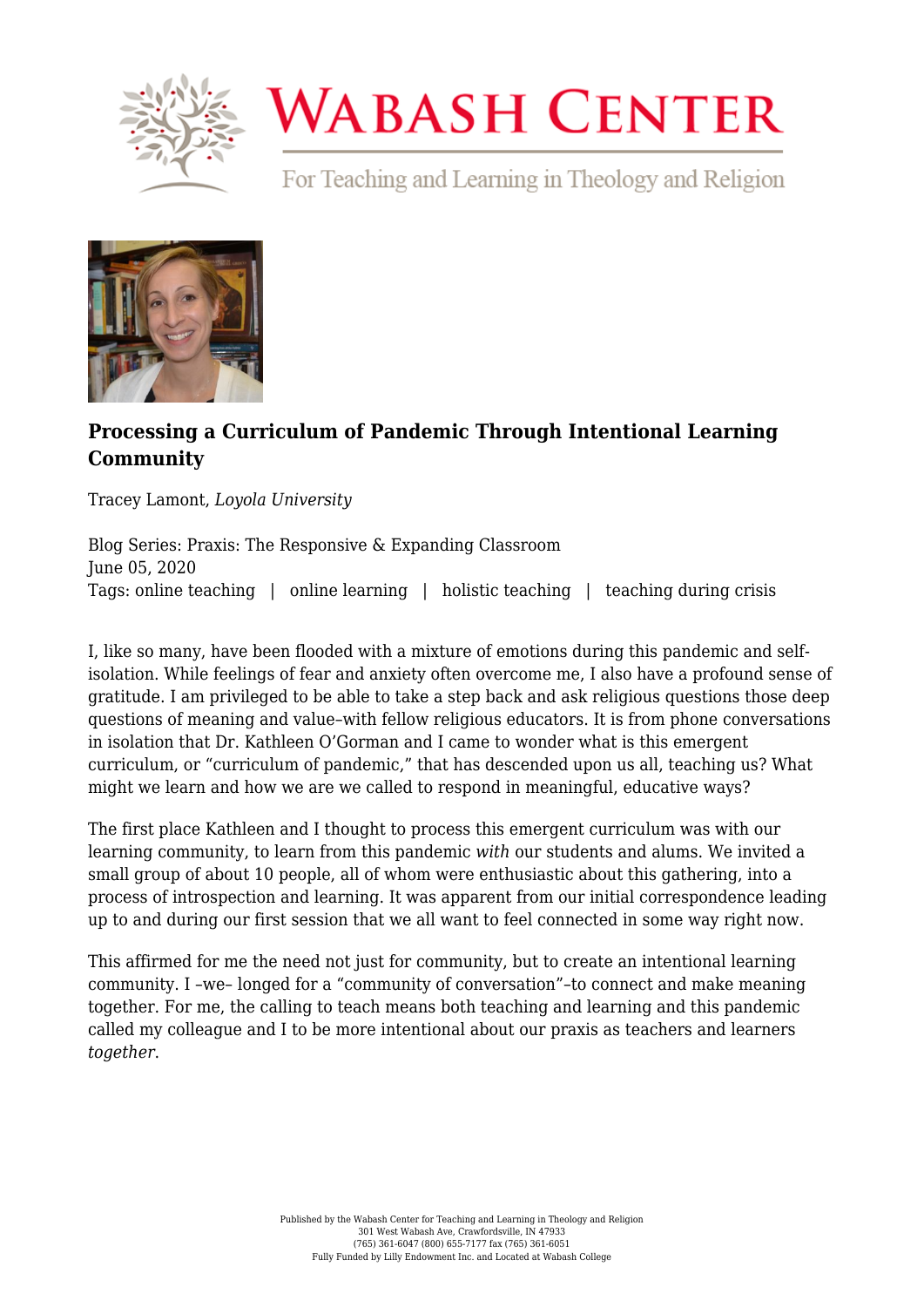# Processing a Curriculum of Pandemic Through Intentional Learning Community

Tracey Lamont, *Loyola University*

Blog Series: Praxis: The Responsive & Expanding Classroom
June 05, 2020
Tags: online teaching | online learning | holistic teaching | teaching during crisis

I, like so many, have been flooded with a mixture of emotions during this pandemic and self-isolation. While feelings of fear and anxiety often overcome me, I also have a profound sense of gratitude. I am privileged to be able to take a step back and ask religious questions those deep questions of meaning and value–with fellow religious educators. It is from phone conversations in isolation that Dr. Kathleen O'Gorman and I came to wonder what is this emergent curriculum, or "curriculum of pandemic," that has descended upon us all, teaching us? What might we learn and how we are we called to respond in meaningful, educative ways?

The first place Kathleen and I thought to process this emergent curriculum was with our learning community, to learn from this pandemic *with* our students and alums. We invited a small group of about 10 people, all of whom were enthusiastic about this gathering, into a process of introspection and learning. It was apparent from our initial correspondence leading up to and during our first session that we all want to feel connected in some way right now.

This affirmed for me the need not just for community, but to create an intentional learning community. I –we– longed for a "community of conversation"–to connect and make meaning together. For me, the calling to teach means both teaching and learning and this pandemic called my colleague and I to be more intentional about our praxis as teachers and learners *together*.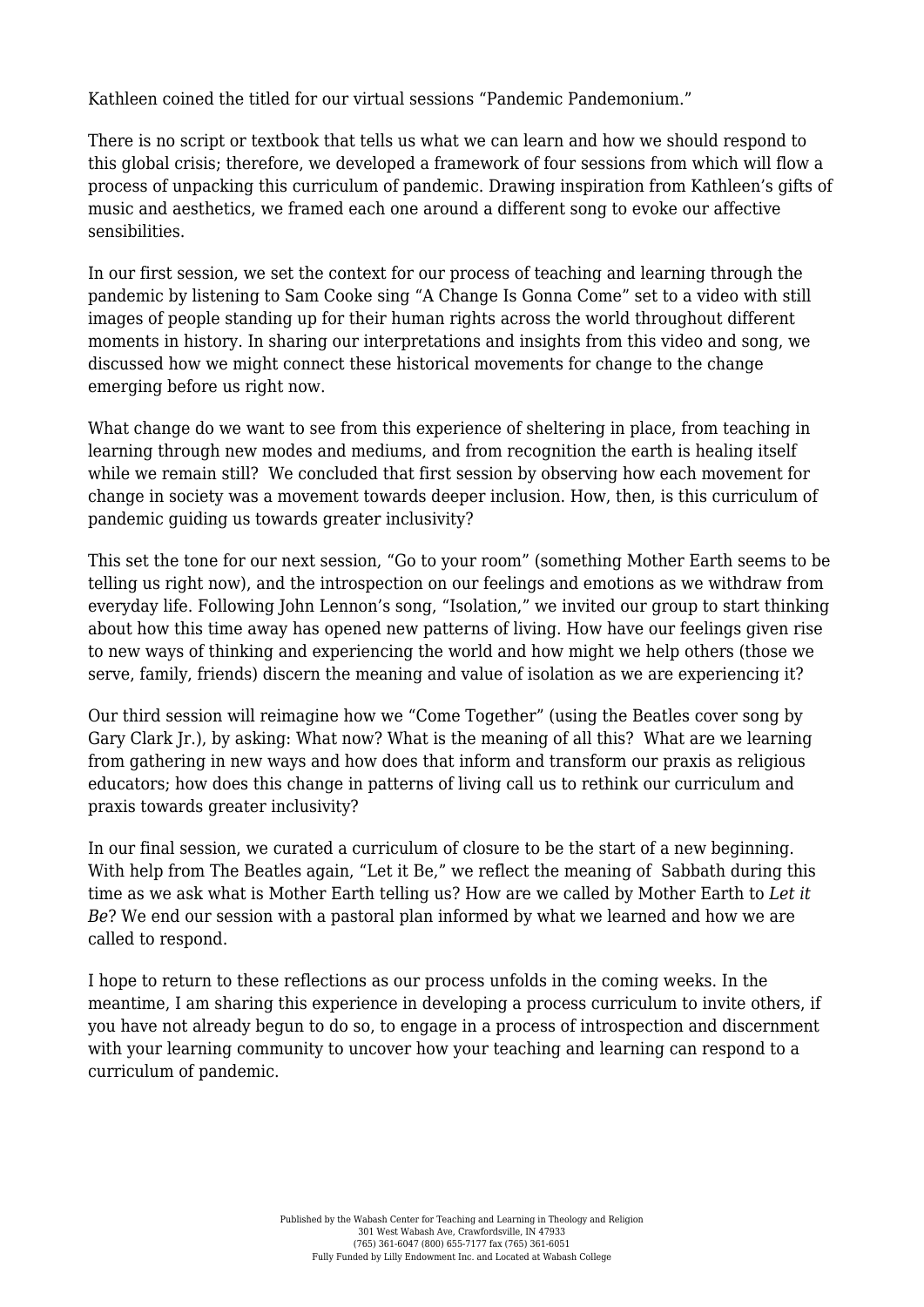Kathleen coined the titled for our virtual sessions “Pandemic Pandemonium.”

There is no script or textbook that tells us what we can learn and how we should respond to this global crisis; therefore, we developed a framework of four sessions from which will flow a process of unpacking this curriculum of pandemic. Drawing inspiration from Kathleen’s gifts of music and aesthetics, we framed each one around a different song to evoke our affective sensibilities.

In our first session, we set the context for our process of teaching and learning through the pandemic by listening to Sam Cooke sing “A Change Is Gonna Come” set to a video with still images of people standing up for their human rights across the world throughout different moments in history. In sharing our interpretations and insights from this video and song, we discussed how we might connect these historical movements for change to the change emerging before us right now.

What change do we want to see from this experience of sheltering in place, from teaching in learning through new modes and mediums, and from recognition the earth is healing itself while we remain still?  We concluded that first session by observing how each movement for change in society was a movement towards deeper inclusion. How, then, is this curriculum of pandemic guiding us towards greater inclusivity?

This set the tone for our next session, “Go to your room” (something Mother Earth seems to be telling us right now), and the introspection on our feelings and emotions as we withdraw from everyday life. Following John Lennon’s song, “Isolation,” we invited our group to start thinking about how this time away has opened new patterns of living. How have our feelings given rise to new ways of thinking and experiencing the world and how might we help others (those we serve, family, friends) discern the meaning and value of isolation as we are experiencing it?

Our third session will reimagine how we “Come Together” (using the Beatles cover song by Gary Clark Jr.), by asking: What now? What is the meaning of all this?  What are we learning from gathering in new ways and how does that inform and transform our praxis as religious educators; how does this change in patterns of living call us to rethink our curriculum and praxis towards greater inclusivity?

In our final session, we curated a curriculum of closure to be the start of a new beginning. With help from The Beatles again, “Let it Be,” we reflect the meaning of  Sabbath during this time as we ask what is Mother Earth telling us? How are we called by Mother Earth to *Let it Be*? We end our session with a pastoral plan informed by what we learned and how we are called to respond.

I hope to return to these reflections as our process unfolds in the coming weeks. In the meantime, I am sharing this experience in developing a process curriculum to invite others, if you have not already begun to do so, to engage in a process of introspection and discernment with your learning community to uncover how your teaching and learning can respond to a curriculum of pandemic.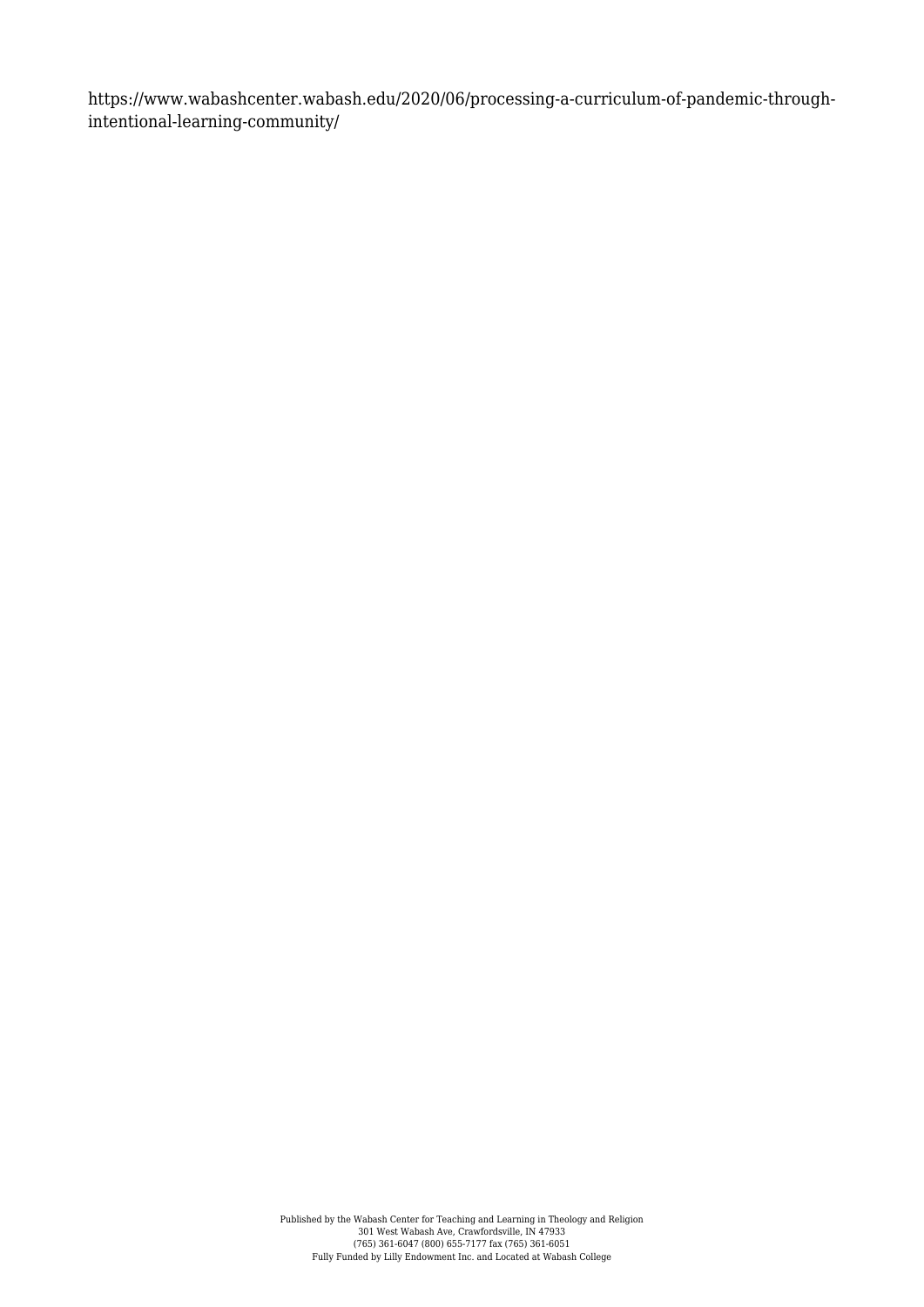https://www.wabashcenter.wabash.edu/2020/06/processing-a-curriculum-of-pandemic-through-intentional-learning-community/